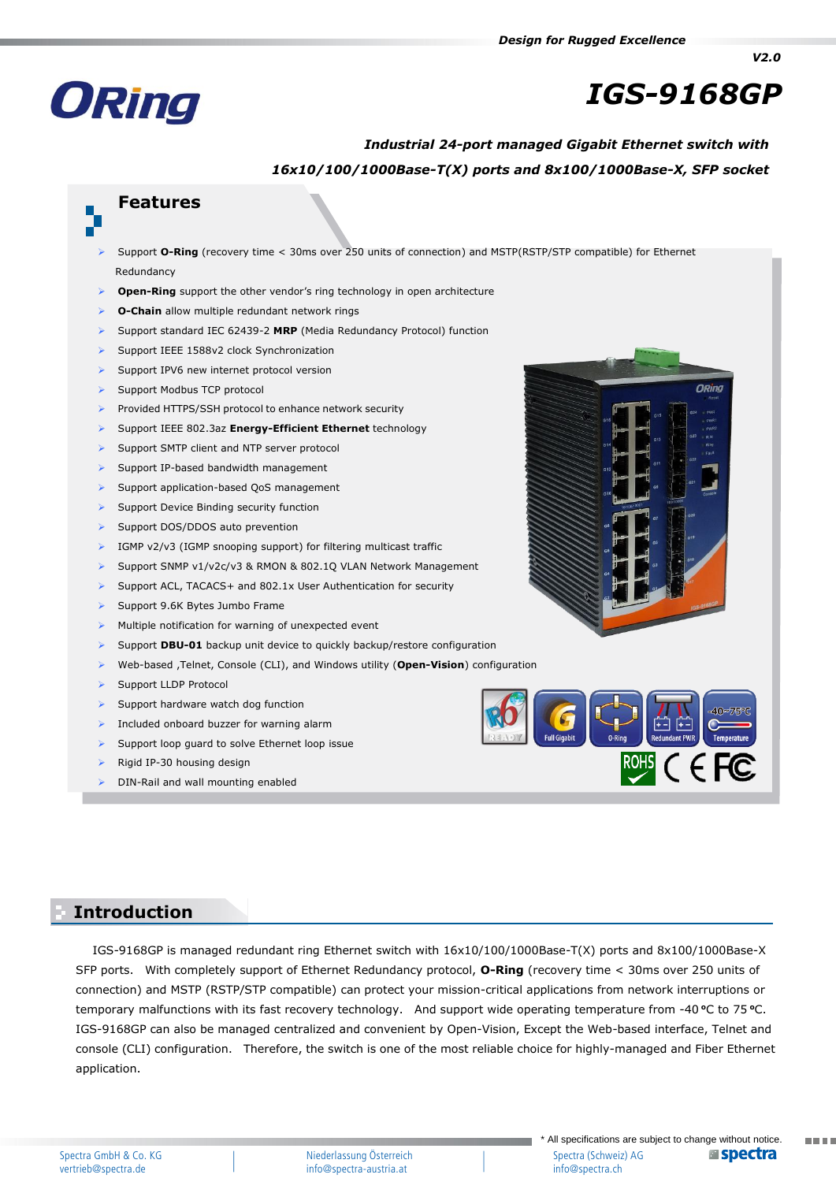*Design for Rugged Excellence*

*V2.0*

# IGS-9168GP

***Industrial 24-port managed Gigabit Ethernet switch with 16x10/100/1000Base-T(X) ports and 8x100/1000Base-X, SFP socket***

## Features

- Support **O-Ring** (recovery time < 30ms over 250 units of connection) and MSTP(RSTP/STP compatible) for Ethernet Redundancy
- **Open-Ring** support the other vendor's ring technology in open architecture
- **O-Chain** allow multiple redundant network rings
- Support standard IEC 62439-2 **MRP** (Media Redundancy Protocol) function
- Support IEEE 1588v2 clock Synchronization
- Support IPV6 new internet protocol version
- Support Modbus TCP protocol
- Provided HTTPS/SSH protocol to enhance network security
- Support IEEE 802.3az **Energy-Efficient Ethernet** technology
- Support SMTP client and NTP server protocol
- Support IP-based bandwidth management
- Support application-based QoS management
- Support Device Binding security function
- Support DOS/DDOS auto prevention
- IGMP v2/v3 (IGMP snooping support) for filtering multicast traffic
- Support SNMP v1/v2c/v3 & RMON & 802.1Q VLAN Network Management
- Support ACL, TACACS+ and 802.1x User Authentication for security
- Support 9.6K Bytes Jumbo Frame
- Multiple notification for warning of unexpected event
- Support **DBU-01** backup unit device to quickly backup/restore configuration
- Web-based ,Telnet, Console (CLI), and Windows utility (**Open-Vision**) configuration
- Support LLDP Protocol
- Support hardware watch dog function
- Included onboard buzzer for warning alarm
- Support loop guard to solve Ethernet loop issue
- Rigid IP-30 housing design
- DIN-Rail and wall mounting enabled

## Introduction

IGS-9168GP is managed redundant ring Ethernet switch with 16x10/100/1000Base-T(X) ports and 8x100/1000Base-X SFP ports. With completely support of Ethernet Redundancy protocol, **O-Ring** (recovery time < 30ms over 250 units of connection) and MSTP (RSTP/STP compatible) can protect your mission-critical applications from network interruptions or temporary malfunctions with its fast recovery technology. And support wide operating temperature from -40°C to 75°C. IGS-9168GP can also be managed centralized and convenient by Open-Vision, Except the Web-based interface, Telnet and console (CLI) configuration. Therefore, the switch is one of the most reliable choice for highly-managed and Fiber Ethernet application.

\* All specifications are subject to change without notice.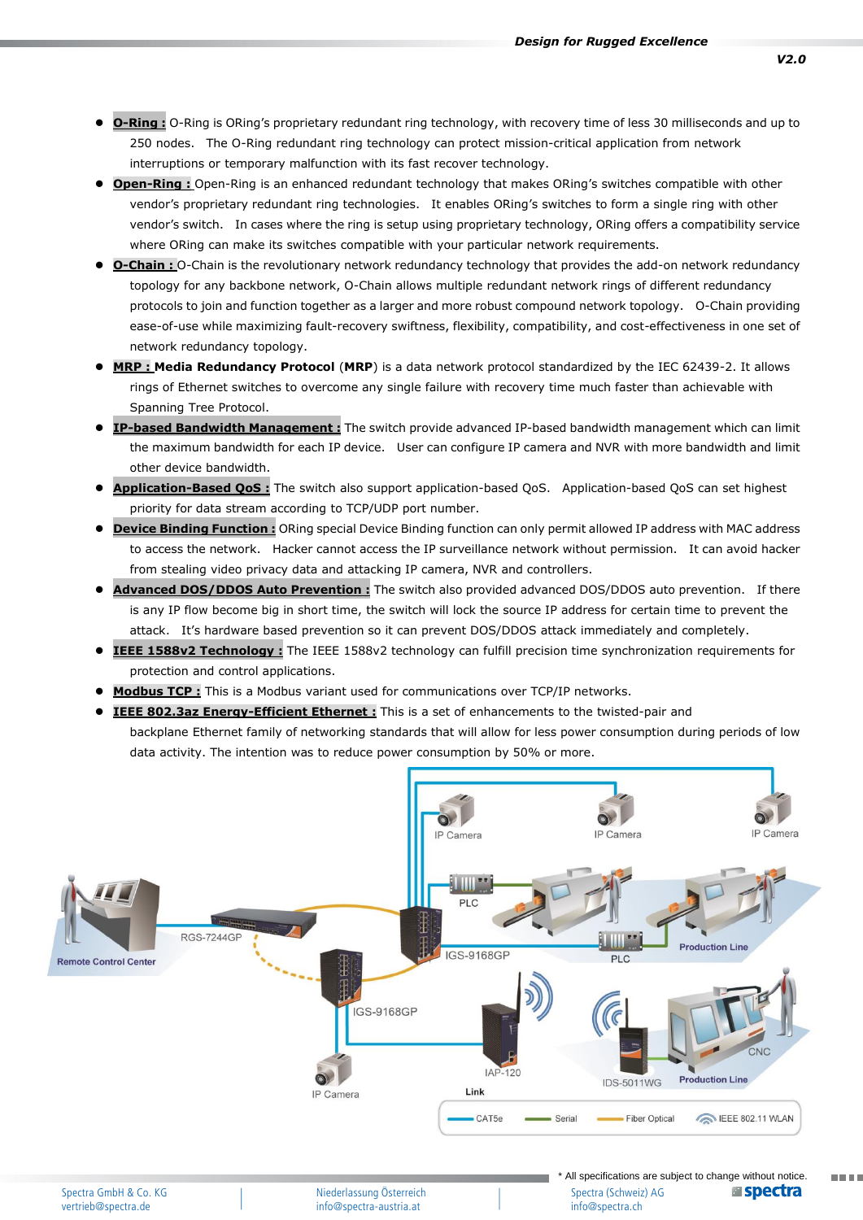- **O-Ring :** O-Ring is ORing's proprietary redundant ring technology, with recovery time of less 30 milliseconds and up to 250 nodes. The O-Ring redundant ring technology can protect mission-critical application from network interruptions or temporary malfunction with its fast recover technology.
- **Open-Ring :** Open-Ring is an enhanced redundant technology that makes ORing's switches compatible with other vendor's proprietary redundant ring technologies. It enables ORing's switches to form a single ring with other vendor's switch. In cases where the ring is setup using proprietary technology, ORing offers a compatibility service where ORing can make its switches compatible with your particular network requirements.
- **O-Chain :** O-Chain is the revolutionary network redundancy technology that provides the add-on network redundancy topology for any backbone network, O-Chain allows multiple redundant network rings of different redundancy protocols to join and function together as a larger and more robust compound network topology. O-Chain providing ease-of-use while maximizing fault-recovery swiftness, flexibility, compatibility, and cost-effectiveness in one set of network redundancy topology.
- **MRP : Media Redundancy Protocol** (**MRP**) is a data network protocol standardized by the IEC 62439-2. It allows rings of Ethernet switches to overcome any single failure with recovery time much faster than achievable with Spanning Tree Protocol.
- **IP-based Bandwidth Management :** The switch provide advanced IP-based bandwidth management which can limit the maximum bandwidth for each IP device. User can configure IP camera and NVR with more bandwidth and limit other device bandwidth.
- **Application-Based QoS :** The switch also support application-based QoS. Application-based QoS can set highest priority for data stream according to TCP/UDP port number.
- **Device Binding Function :** ORing special Device Binding function can only permit allowed IP address with MAC address to access the network. Hacker cannot access the IP surveillance network without permission. It can avoid hacker from stealing video privacy data and attacking IP camera, NVR and controllers.
- **Advanced DOS/DDOS Auto Prevention :** The switch also provided advanced DOS/DDOS auto prevention. If there is any IP flow become big in short time, the switch will lock the source IP address for certain time to prevent the attack. It's hardware based prevention so it can prevent DOS/DDOS attack immediately and completely.
- **IEEE 1588v2 Technology :** The IEEE 1588v2 technology can fulfill precision time synchronization requirements for protection and control applications.
- **Modbus TCP :** This is a Modbus variant used for communications over TCP/IP networks.
- **IEEE 802.3az Energy-Efficient Ethernet :** This is a set of enhancements to the twisted-pair and backplane Ethernet family of networking standards that will allow for less power consumption during periods of low data activity. The intention was to reduce power consumption by 50% or more.

\* All specifications are subject to change without notice.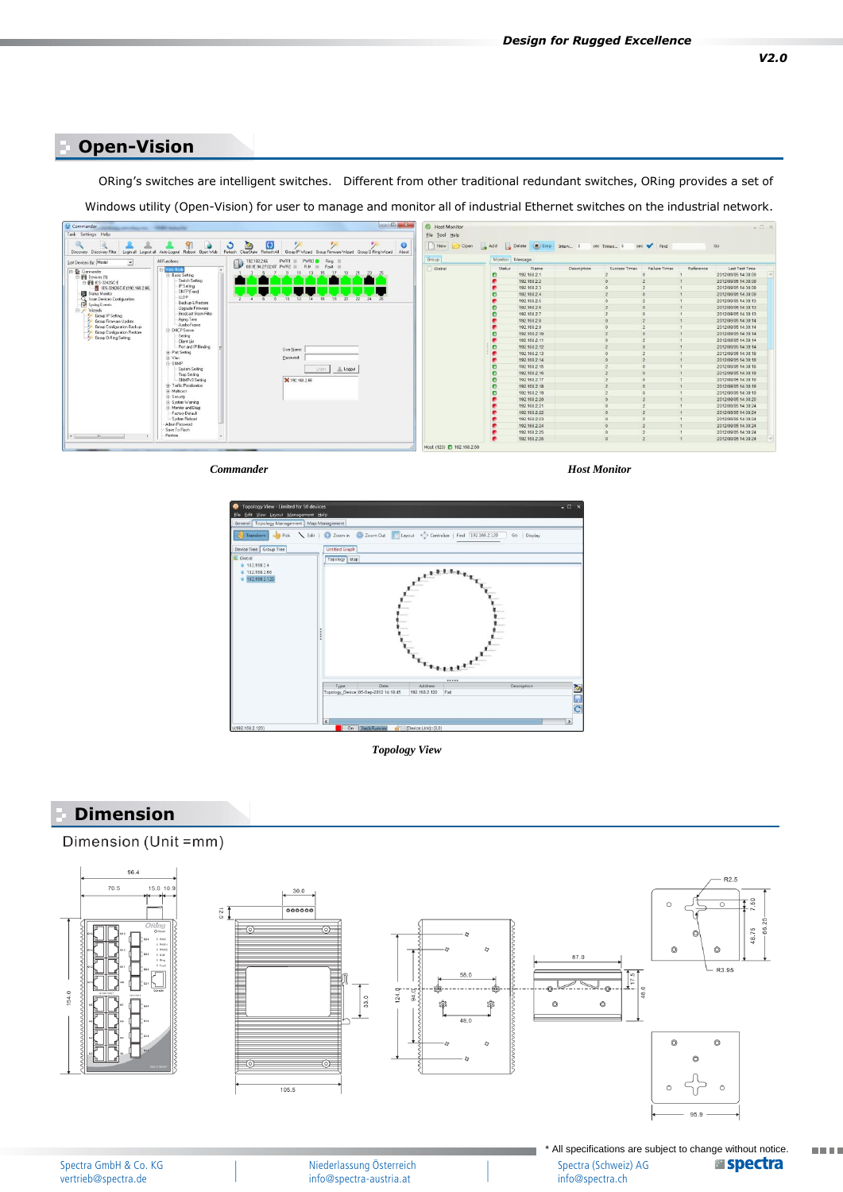## Open-Vision

ORing's switches are intelligent switches. Different from other traditional redundant switches, ORing provides a set of Windows utility (Open-Vision) for user to manage and monitor all of industrial Ethernet switches on the industrial network.

*Commander*

*Host Monitor*

*Topology View*

## Dimension

Dimension (Unit =mm)

* All specifications are subject to change without notice.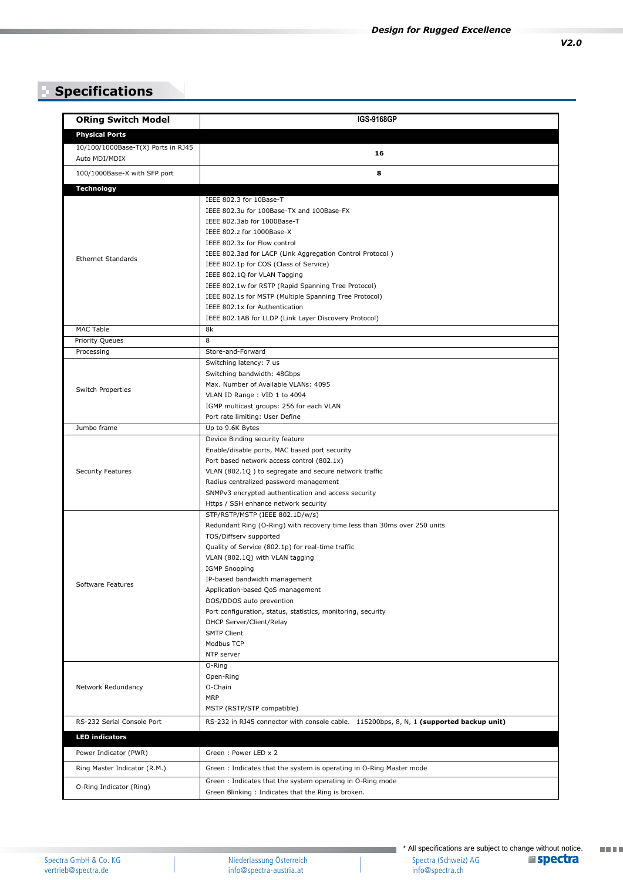## Specifications

| ORing Switch Model | IGS-9168GP |
|---|---|
| **Physical Ports** | |
| 10/100/1000Base-T(X) Ports in RJ45 Auto MDI/MDIX | **16** |
| 100/1000Base-X with SFP port | **8** |
| **Technology** | |
| Ethernet Standards | IEEE 802.3 for 10Base-T<br>IEEE 802.3u for 100Base-TX and 100Base-FX<br>IEEE 802.3ab for 1000Base-T<br>IEEE 802.z for 1000Base-X<br>IEEE 802.3x for Flow control<br>IEEE 802.3ad for LACP (Link Aggregation Control Protocol )<br>IEEE 802.1p for COS (Class of Service)<br>IEEE 802.1Q for VLAN Tagging<br>IEEE 802.1w for RSTP (Rapid Spanning Tree Protocol)<br>IEEE 802.1s for MSTP (Multiple Spanning Tree Protocol)<br>IEEE 802.1x for Authentication<br>IEEE 802.1AB for LLDP (Link Layer Discovery Protocol) |
| MAC Table | 8k |
| Priority Queues | 8 |
| Processing | Store-and-Forward |
| Switch Properties | Switching latency: 7 us<br>Switching bandwidth: 48Gbps<br>Max. Number of Available VLANs: 4095<br>VLAN ID Range : VID 1 to 4094<br>IGMP multicast groups: 256 for each VLAN<br>Port rate limiting: User Define |
| Jumbo frame | Up to 9.6K Bytes |
| Security Features | Device Binding security feature<br>Enable/disable ports, MAC based port security<br>Port based network access control (802.1x)<br>VLAN (802.1Q ) to segregate and secure network traffic<br>Radius centralized password management<br>SNMPv3 encrypted authentication and access security<br>Https / SSH enhance network security |
| Software Features | STP/RSTP/MSTP (IEEE 802.1D/w/s)<br>Redundant Ring (O-Ring) with recovery time less than 30ms over 250 units<br>TOS/Diffserv supported<br>Quality of Service (802.1p) for real-time traffic<br>VLAN (802.1Q) with VLAN tagging<br>IGMP Snooping<br>IP-based bandwidth management<br>Application-based QoS management<br>DOS/DDOS auto prevention<br>Port configuration, status, statistics, monitoring, security<br>DHCP Server/Client/Relay<br>SMTP Client<br>Modbus TCP<br>NTP server |
| Network Redundancy | O-Ring<br>Open-Ring<br>O-Chain<br>MRP<br>MSTP (RSTP/STP compatible) |
| RS-232 Serial Console Port | RS-232 in RJ45 connector with console cable. 115200bps, 8, N, 1 **(supported backup unit)** |
| **LED indicators** | |
| Power Indicator (PWR) | Green : Power LED x 2 |
| Ring Master Indicator (R.M.) | Green : Indicates that the system is operating in O-Ring Master mode |
| O-Ring Indicator (Ring) | Green : Indicates that the system operating in O-Ring mode<br>Green Blinking : Indicates that the Ring is broken. |

\* All specifications are subject to change without notice.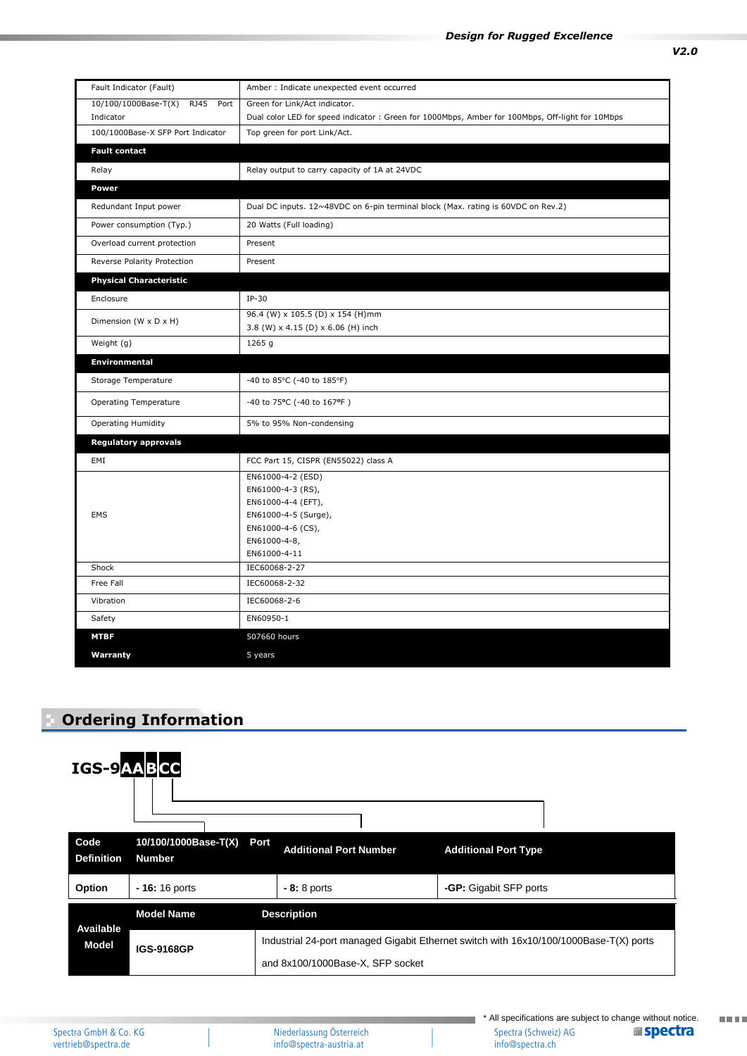| | |
|---|---|
| Fault Indicator (Fault) | Amber : Indicate unexpected event occurred |
| 10/100/1000Base-T(X) RJ45 Port Indicator | Green for Link/Act indicator.<br>Dual color LED for speed indicator : Green for 1000Mbps, Amber for 100Mbps, Off-light for 10Mbps |
| 100/1000Base-X SFP Port Indicator | Top green for port Link/Act. |
| **Fault contact** | |
| Relay | Relay output to carry capacity of 1A at 24VDC |
| **Power** | |
| Redundant Input power | Dual DC inputs. 12~48VDC on 6-pin terminal block (Max. rating is 60VDC on Rev.2) |
| Power consumption (Typ.) | 20 Watts (Full loading) |
| Overload current protection | Present |
| Reverse Polarity Protection | Present |
| **Physical Characteristic** | |
| Enclosure | IP-30 |
| Dimension (W x D x H) | 96.4 (W) x 105.5 (D) x 154 (H)mm<br>3.8 (W) x 4.15 (D) x 6.06 (H) inch |
| Weight (g) | 1265 g |
| **Environmental** | |
| Storage Temperature | -40 to 85°C (-40 to 185°F) |
| Operating Temperature | -40 to 75°C (-40 to 167°F ) |
| Operating Humidity | 5% to 95% Non-condensing |
| **Regulatory approvals** | |
| EMI | FCC Part 15, CISPR (EN55022) class A |
| EMS | EN61000-4-2 (ESD)<br>EN61000-4-3 (RS),<br>EN61000-4-4 (EFT),<br>EN61000-4-5 (Surge),<br>EN61000-4-6 (CS),<br>EN61000-4-8,<br>EN61000-4-11 |
| Shock | IEC60068-2-27 |
| Free Fall | IEC60068-2-32 |
| Vibration | IEC60068-2-6 |
| Safety | EN60950-1 |
| **MTBF** | 507660 hours |
| **Warranty** | 5 years |

## Ordering Information

**IGS-9AABCC**

| Code Definition | 10/100/1000Base-T(X) Port Number | Additional Port Number | Additional Port Type |
|---|---|---|---|
| **Option** | **- 16:** 16 ports | **- 8:** 8 ports | **-GP:** Gigabit SFP ports |

| Available Model | Model Name | Description |
|---|---|---|
| | **IGS-9168GP** | Industrial 24-port managed Gigabit Ethernet switch with 16x10/100/1000Base-T(X) ports and 8x100/1000Base-X, SFP socket |

* All specifications are subject to change without notice.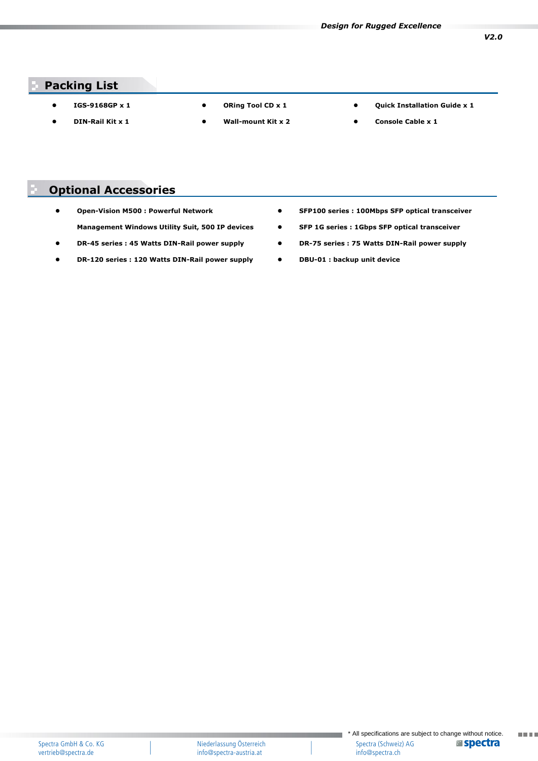## Packing List

- IGS-9168GP x 1
- ORing Tool CD x 1
- Quick Installation Guide x 1
- DIN-Rail Kit x 1
- Wall-mount Kit x 2
- Console Cable x 1

## Optional Accessories

- Open-Vision M500 : Powerful Network Management Windows Utility Suit, 500 IP devices
- DR-45 series : 45 Watts DIN-Rail power supply
- DR-120 series : 120 Watts DIN-Rail power supply
- SFP100 series : 100Mbps SFP optical transceiver
- SFP 1G series : 1Gbps SFP optical transceiver
- DR-75 series : 75 Watts DIN-Rail power supply
- DBU-01 : backup unit device

* All specifications are subject to change without notice.